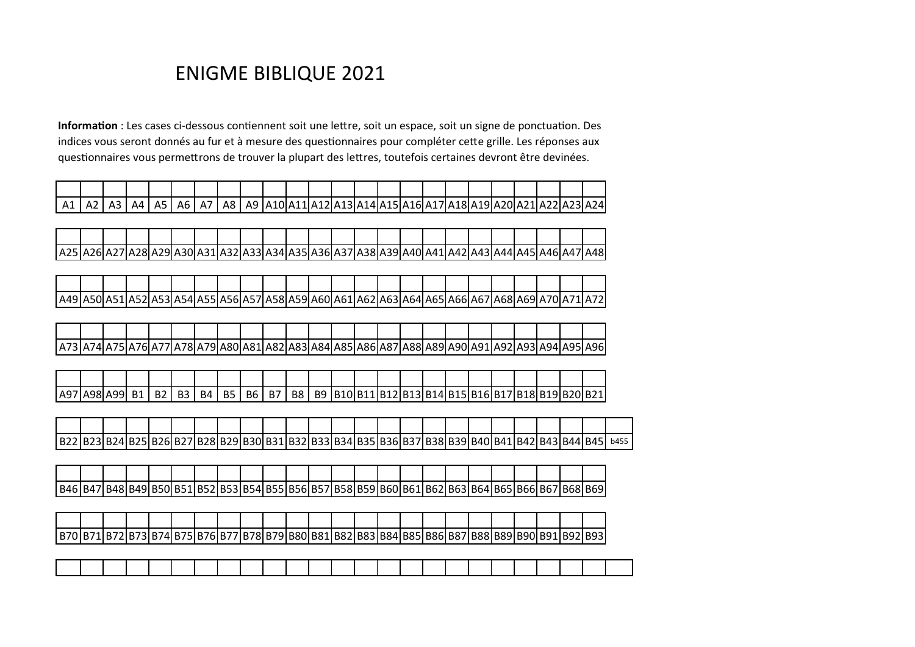# ENIGME BIBLIQUE 2021

**Information** : Les cases ci-dessous contiennent soit une lettre, soit un espace, soit un signe de ponctuation. Des indices vous seront donnés au fur et à mesure des questionnaires pour compléter cette grille. Les réponses aux questionnaires vous permettrons de trouver la plupart des lettres, toutefois certaines devront être devinées.

| | | | | | | | | | | | | | | | | | | | | | | | |
|---|---|---|---|---|---|---|---|---|---|---|---|---|---|---|---|---|---|---|---|---|---|---|---|
| A1 | A2 | A3 | A4 | A5 | A6 | A7 | A8 | A9 | A10 | A11 | A12 | A13 | A14 | A15 | A16 | A17 | A18 | A19 | A20 | A21 | A22 | A23 | A24 |

| | | | | | | | | | | | | | | | | | | | | | | | |
|---|---|---|---|---|---|---|---|---|---|---|---|---|---|---|---|---|---|---|---|---|---|---|---|
| A25 | A26 | A27 | A28 | A29 | A30 | A31 | A32 | A33 | A34 | A35 | A36 | A37 | A38 | A39 | A40 | A41 | A42 | A43 | A44 | A45 | A46 | A47 | A48 |

| | | | | | | | | | | | | | | | | | | | | | | | |
|---|---|---|---|---|---|---|---|---|---|---|---|---|---|---|---|---|---|---|---|---|---|---|---|
| A49 | A50 | A51 | A52 | A53 | A54 | A55 | A56 | A57 | A58 | A59 | A60 | A61 | A62 | A63 | A64 | A65 | A66 | A67 | A68 | A69 | A70 | A71 | A72 |

| | | | | | | | | | | | | | | | | | | | | | | | |
|---|---|---|---|---|---|---|---|---|---|---|---|---|---|---|---|---|---|---|---|---|---|---|---|
| A73 | A74 | A75 | A76 | A77 | A78 | A79 | A80 | A81 | A82 | A83 | A84 | A85 | A86 | A87 | A88 | A89 | A90 | A91 | A92 | A93 | A94 | A95 | A96 |

| | | | | | | | | | | | | | | | | | | | | | | | |
|---|---|---|---|---|---|---|---|---|---|---|---|---|---|---|---|---|---|---|---|---|---|---|---|
| A97 | A98 | A99 | B1 | B2 | B3 | B4 | B5 | B6 | B7 | B8 | B9 | B10 | B11 | B12 | B13 | B14 | B15 | B16 | B17 | B18 | B19 | B20 | B21 |

| | | | | | | | | | | | | | | | | | | | | | | | | |
|---|---|---|---|---|---|---|---|---|---|---|---|---|---|---|---|---|---|---|---|---|---|---|---|---|
| B22 | B23 | B24 | B25 | B26 | B27 | B28 | B29 | B30 | B31 | B32 | B33 | B34 | B35 | B36 | B37 | B38 | B39 | B40 | B41 | B42 | B43 | B44 | B45 | b455 |

| | | | | | | | | | | | | | | | | | | | | | | | |
|---|---|---|---|---|---|---|---|---|---|---|---|---|---|---|---|---|---|---|---|---|---|---|---|
| B46 | B47 | B48 | B49 | B50 | B51 | B52 | B53 | B54 | B55 | B56 | B57 | B58 | B59 | B60 | B61 | B62 | B63 | B64 | B65 | B66 | B67 | B68 | B69 |

| | | | | | | | | | | | | | | | | | | | | | | | |
|---|---|---|---|---|---|---|---|---|---|---|---|---|---|---|---|---|---|---|---|---|---|---|---|
| B70 | B71 | B72 | B73 | B74 | B75 | B76 | B77 | B78 | B79 | B80 | B81 | B82 | B83 | B84 | B85 | B86 | B87 | B88 | B89 | B90 | B91 | B92 | B93 |

| | | | | | | | | | | | | | | | | | | | | | | | | |
|---|---|---|---|---|---|---|---|---|---|---|---|---|---|---|---|---|---|---|---|---|---|---|---|---|
| | | | | | | | | | | | | | | | | | | | | | | | | |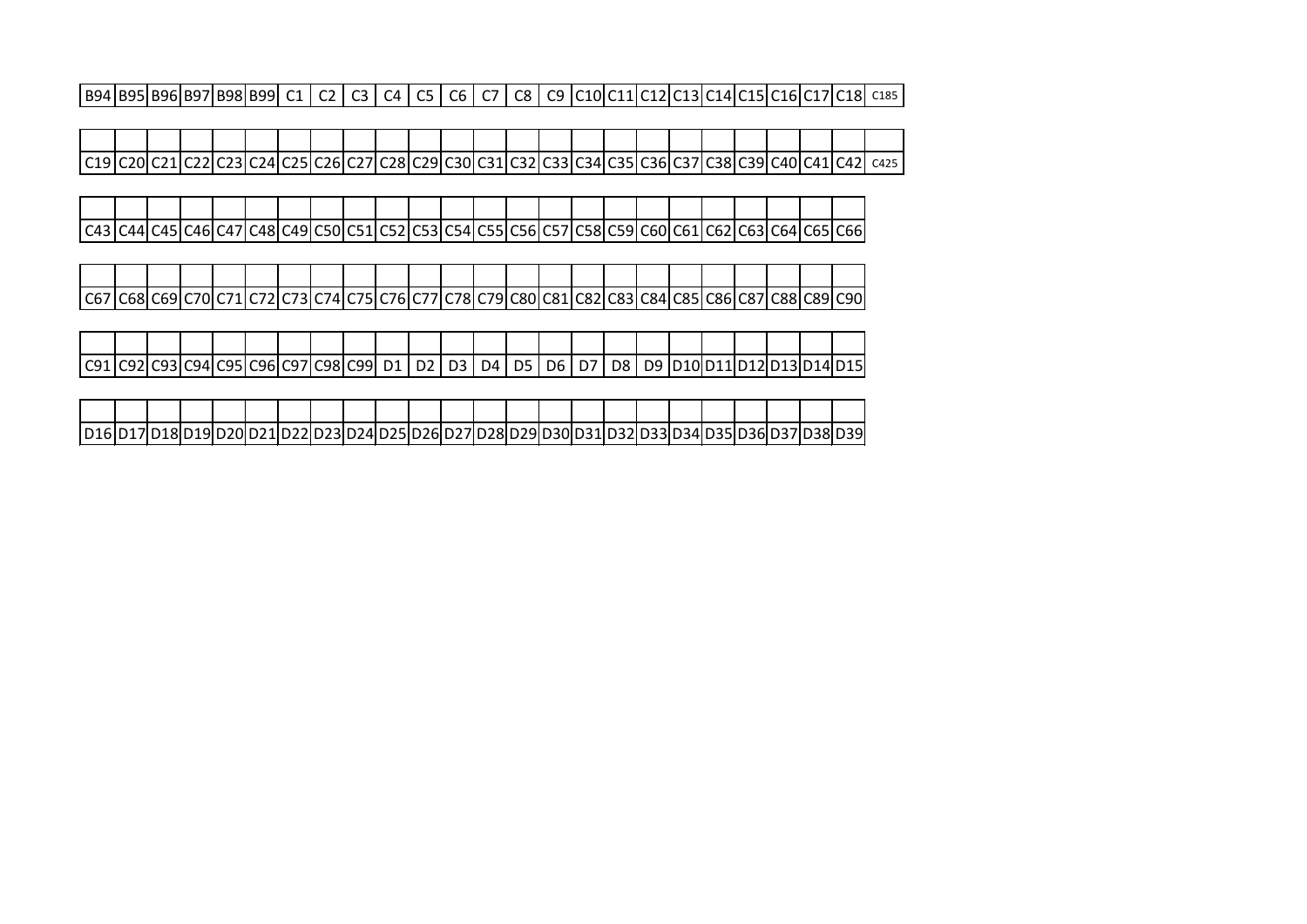| B94 | B95 | B96 | B97 | B98 | B99 | C1 | C2 | C3 | C4 | C5 | C6 | C7 | C8 | C9 | C10 | C11 | C12 | C13 | C14 | C15 | C16 | C17 | C18 | C185 |
|---|---|---|---|---|---|---|---|---|---|---|---|---|---|---|---|---|---|---|---|---|---|---|---|---|

| | | | | | | | | | | | | | | | | | | | | | | | | |
|---|---|---|---|---|---|---|---|---|---|---|---|---|---|---|---|---|---|---|---|---|---|---|---|---|
| C19 | C20 | C21 | C22 | C23 | C24 | C25 | C26 | C27 | C28 | C29 | C30 | C31 | C32 | C33 | C34 | C35 | C36 | C37 | C38 | C39 | C40 | C41 | C42 | C425 |

| | | | | | | | | | | | | | | | | | | | | | | | |
|---|---|---|---|---|---|---|---|---|---|---|---|---|---|---|---|---|---|---|---|---|---|---|---|
| C43 | C44 | C45 | C46 | C47 | C48 | C49 | C50 | C51 | C52 | C53 | C54 | C55 | C56 | C57 | C58 | C59 | C60 | C61 | C62 | C63 | C64 | C65 | C66 |

| | | | | | | | | | | | | | | | | | | | | | | | |
|---|---|---|---|---|---|---|---|---|---|---|---|---|---|---|---|---|---|---|---|---|---|---|---|
| C67 | C68 | C69 | C70 | C71 | C72 | C73 | C74 | C75 | C76 | C77 | C78 | C79 | C80 | C81 | C82 | C83 | C84 | C85 | C86 | C87 | C88 | C89 | C90 |

| | | | | | | | | | | | | | | | | | | | | | | | |
|---|---|---|---|---|---|---|---|---|---|---|---|---|---|---|---|---|---|---|---|---|---|---|---|
| C91 | C92 | C93 | C94 | C95 | C96 | C97 | C98 | C99 | D1 | D2 | D3 | D4 | D5 | D6 | D7 | D8 | D9 | D10 | D11 | D12 | D13 | D14 | D15 |

| | | | | | | | | | | | | | | | | | | | | | | | |
|---|---|---|---|---|---|---|---|---|---|---|---|---|---|---|---|---|---|---|---|---|---|---|---|
| D16 | D17 | D18 | D19 | D20 | D21 | D22 | D23 | D24 | D25 | D26 | D27 | D28 | D29 | D30 | D31 | D32 | D33 | D34 | D35 | D36 | D37 | D38 | D39 |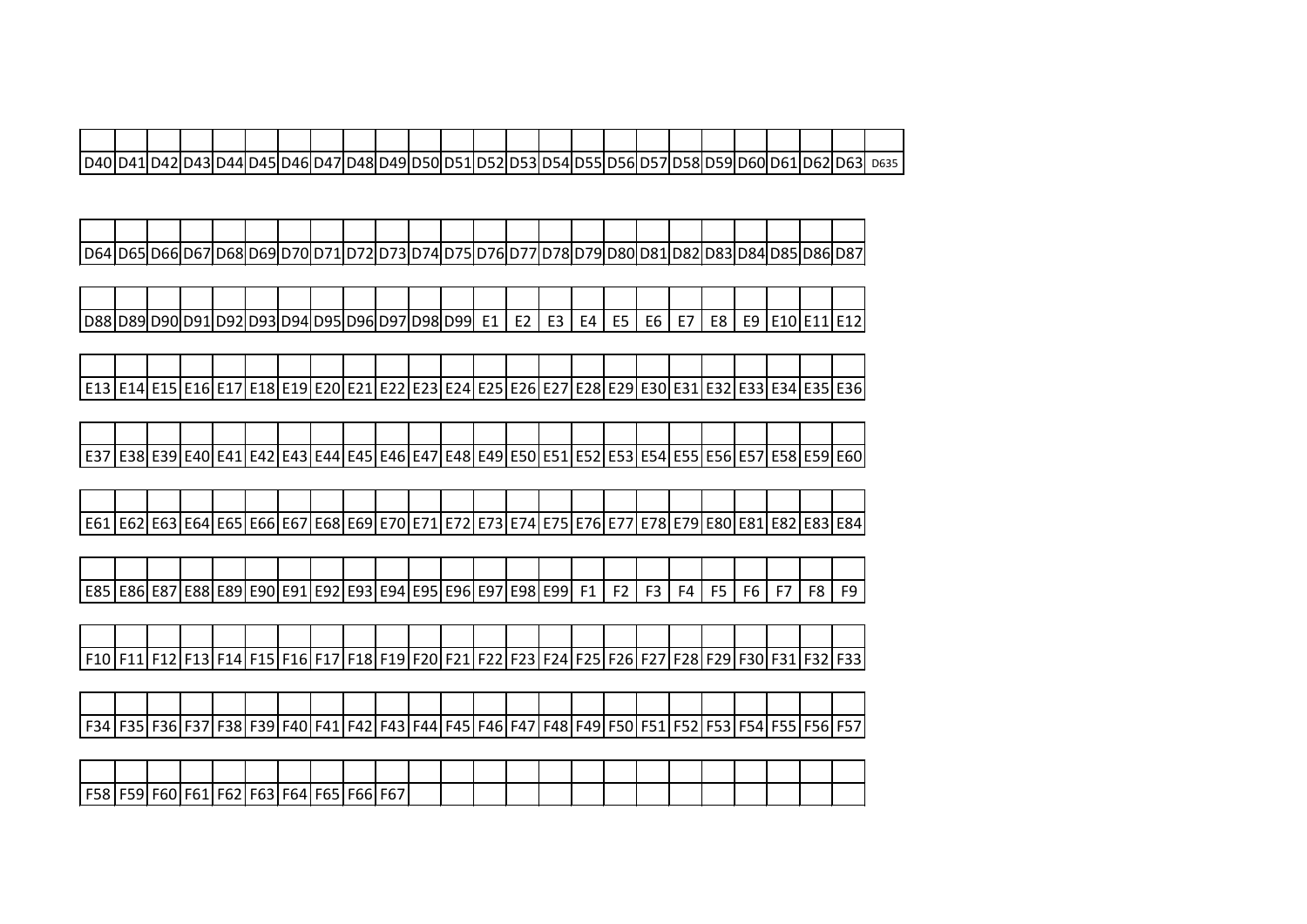| | | | | | | | | | | | | | | | | | | | | | | | | |
|---|---|---|---|---|---|---|---|---|---|---|---|---|---|---|---|---|---|---|---|---|---|---|---|---|
| D40 | D41 | D42 | D43 | D44 | D45 | D46 | D47 | D48 | D49 | D50 | D51 | D52 | D53 | D54 | D55 | D56 | D57 | D58 | D59 | D60 | D61 | D62 | D63 | D635 |

| | | | | | | | | | | | | | | | | | | | | | | | |
|---|---|---|---|---|---|---|---|---|---|---|---|---|---|---|---|---|---|---|---|---|---|---|---|
| D64 | D65 | D66 | D67 | D68 | D69 | D70 | D71 | D72 | D73 | D74 | D75 | D76 | D77 | D78 | D79 | D80 | D81 | D82 | D83 | D84 | D85 | D86 | D87 |

| | | | | | | | | | | | | | | | | | | | | | | | |
|---|---|---|---|---|---|---|---|---|---|---|---|---|---|---|---|---|---|---|---|---|---|---|---|
| D88 | D89 | D90 | D91 | D92 | D93 | D94 | D95 | D96 | D97 | D98 | D99 | E1 | E2 | E3 | E4 | E5 | E6 | E7 | E8 | E9 | E10 | E11 | E12 |

| | | | | | | | | | | | | | | | | | | | | | | | |
|---|---|---|---|---|---|---|---|---|---|---|---|---|---|---|---|---|---|---|---|---|---|---|---|
| E13 | E14 | E15 | E16 | E17 | E18 | E19 | E20 | E21 | E22 | E23 | E24 | E25 | E26 | E27 | E28 | E29 | E30 | E31 | E32 | E33 | E34 | E35 | E36 |

| | | | | | | | | | | | | | | | | | | | | | | | |
|---|---|---|---|---|---|---|---|---|---|---|---|---|---|---|---|---|---|---|---|---|---|---|---|
| E37 | E38 | E39 | E40 | E41 | E42 | E43 | E44 | E45 | E46 | E47 | E48 | E49 | E50 | E51 | E52 | E53 | E54 | E55 | E56 | E57 | E58 | E59 | E60 |

| | | | | | | | | | | | | | | | | | | | | | | | |
|---|---|---|---|---|---|---|---|---|---|---|---|---|---|---|---|---|---|---|---|---|---|---|---|
| E61 | E62 | E63 | E64 | E65 | E66 | E67 | E68 | E69 | E70 | E71 | E72 | E73 | E74 | E75 | E76 | E77 | E78 | E79 | E80 | E81 | E82 | E83 | E84 |

| | | | | | | | | | | | | | | | | | | | | | | | |
|---|---|---|---|---|---|---|---|---|---|---|---|---|---|---|---|---|---|---|---|---|---|---|---|
| E85 | E86 | E87 | E88 | E89 | E90 | E91 | E92 | E93 | E94 | E95 | E96 | E97 | E98 | E99 | F1 | F2 | F3 | F4 | F5 | F6 | F7 | F8 | F9 |

| | | | | | | | | | | | | | | | | | | | | | | | |
|---|---|---|---|---|---|---|---|---|---|---|---|---|---|---|---|---|---|---|---|---|---|---|---|
| F10 | F11 | F12 | F13 | F14 | F15 | F16 | F17 | F18 | F19 | F20 | F21 | F22 | F23 | F24 | F25 | F26 | F27 | F28 | F29 | F30 | F31 | F32 | F33 |

| | | | | | | | | | | | | | | | | | | | | | | | |
|---|---|---|---|---|---|---|---|---|---|---|---|---|---|---|---|---|---|---|---|---|---|---|---|
| F34 | F35 | F36 | F37 | F38 | F39 | F40 | F41 | F42 | F43 | F44 | F45 | F46 | F47 | F48 | F49 | F50 | F51 | F52 | F53 | F54 | F55 | F56 | F57 |

| | | | | | | | | | | | | | | | | | | | | | | | |
|---|---|---|---|---|---|---|---|---|---|---|---|---|---|---|---|---|---|---|---|---|---|---|---|
| F58 | F59 | F60 | F61 | F62 | F63 | F64 | F65 | F66 | F67 | | | | | | | | | | | | | | |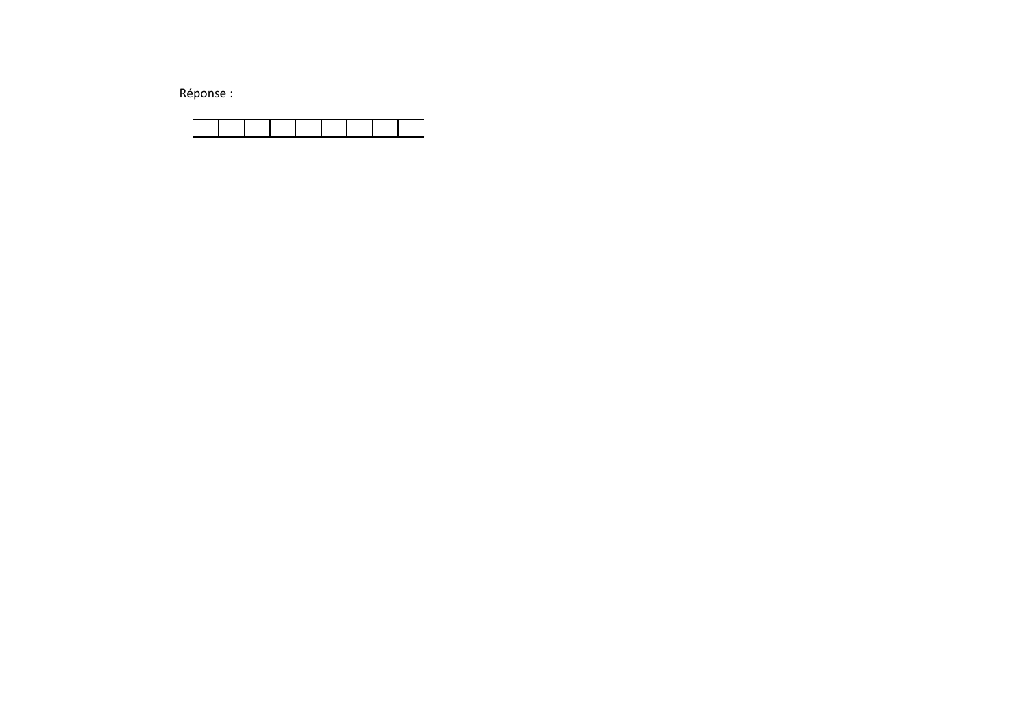Réponse :

| | | | | | | | | |
|---|---|---|---|---|---|---|---|---|
| | | | | | | | | |